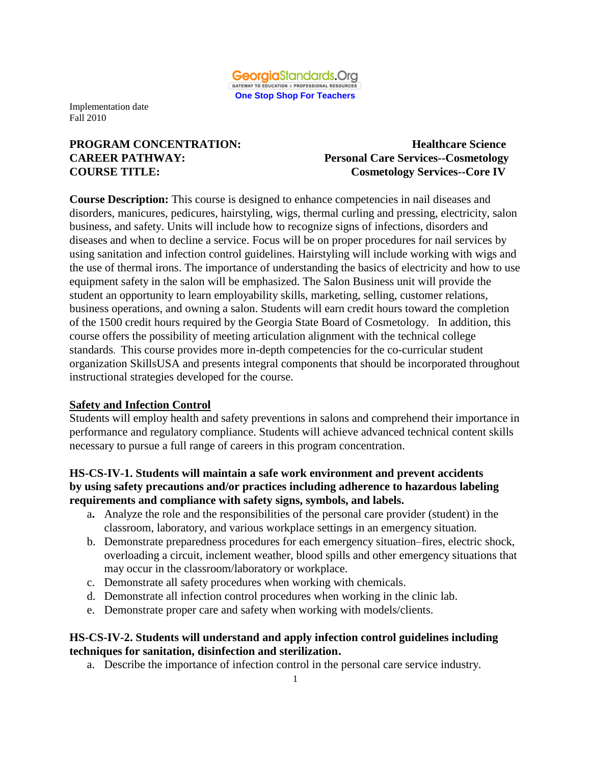GeorgiaStandards.Org
GATEWAY TO EDUCATION & PROFESSIONAL RESOURCES
One Stop Shop For Teachers

Implementation date
Fall 2010

**PROGRAM CONCENTRATION:** **Healthcare Science**
**CAREER PATHWAY:** **Personal Care Services--Cosmetology**
**COURSE TITLE:** **Cosmetology Services--Core IV**

**Course Description:** This course is designed to enhance competencies in nail diseases and disorders, manicures, pedicures, hairstyling, wigs, thermal curling and pressing, electricity, salon business, and safety. Units will include how to recognize signs of infections, disorders and diseases and when to decline a service. Focus will be on proper procedures for nail services by using sanitation and infection control guidelines. Hairstyling will include working with wigs and the use of thermal irons. The importance of understanding the basics of electricity and how to use equipment safety in the salon will be emphasized. The Salon Business unit will provide the student an opportunity to learn employability skills, marketing, selling, customer relations, business operations, and owning a salon. Students will earn credit hours toward the completion of the 1500 credit hours required by the Georgia State Board of Cosmetology. In addition, this course offers the possibility of meeting articulation alignment with the technical college standards. This course provides more in-depth competencies for the co-curricular student organization SkillsUSA and presents integral components that should be incorporated throughout instructional strategies developed for the course.

## Safety and Infection Control

Students will employ health and safety preventions in salons and comprehend their importance in performance and regulatory compliance. Students will achieve advanced technical content skills necessary to pursue a full range of careers in this program concentration.

**HS-CS-IV-1. Students will maintain a safe work environment and prevent accidents by using safety precautions and/or practices including adherence to hazardous labeling requirements and compliance with safety signs, symbols, and labels.**

a. Analyze the role and the responsibilities of the personal care provider (student) in the classroom, laboratory, and various workplace settings in an emergency situation.
b. Demonstrate preparedness procedures for each emergency situation–fires, electric shock, overloading a circuit, inclement weather, blood spills and other emergency situations that may occur in the classroom/laboratory or workplace.
c. Demonstrate all safety procedures when working with chemicals.
d. Demonstrate all infection control procedures when working in the clinic lab.
e. Demonstrate proper care and safety when working with models/clients.

**HS-CS-IV-2. Students will understand and apply infection control guidelines including techniques for sanitation, disinfection and sterilization.**

a. Describe the importance of infection control in the personal care service industry.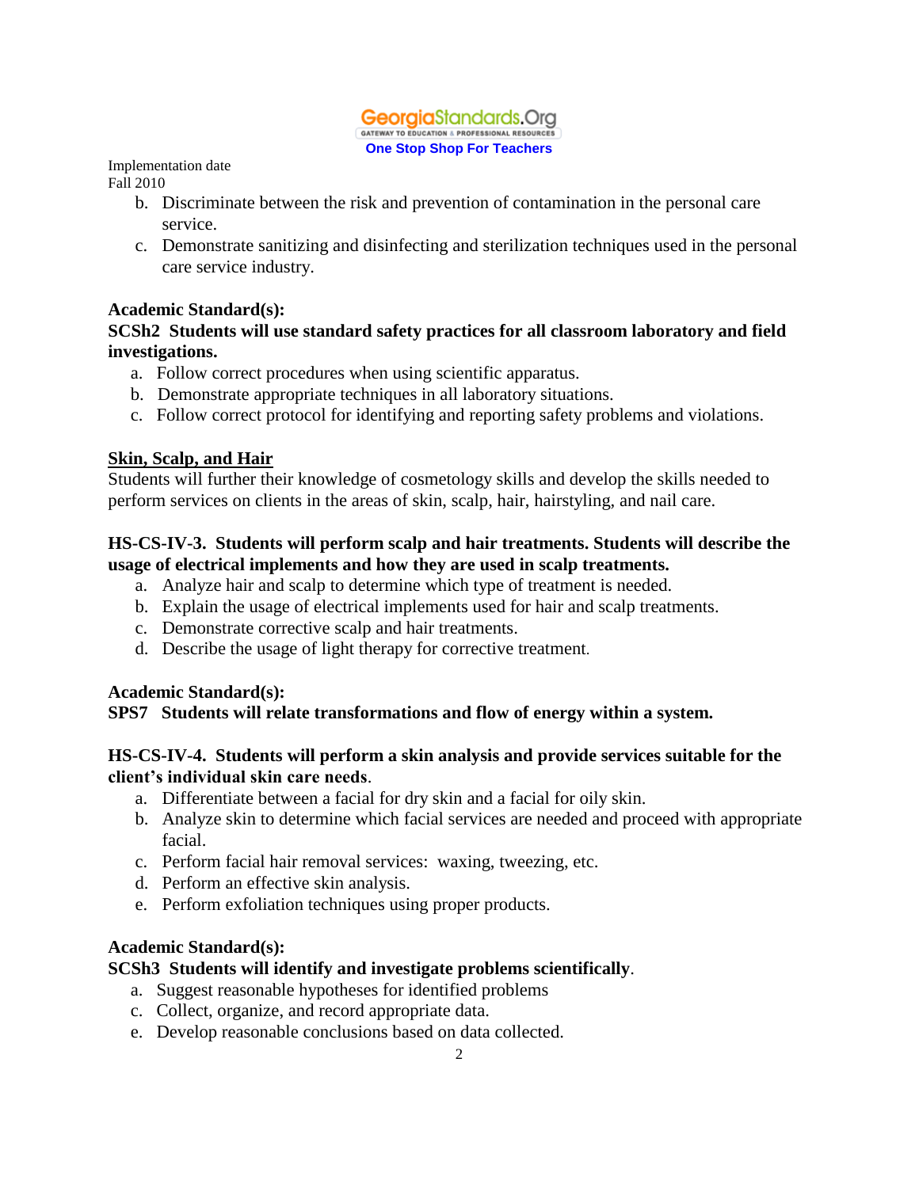Implementation date
Fall 2010

b. Discriminate between the risk and prevention of contamination in the personal care service.
c. Demonstrate sanitizing and disinfecting and sterilization techniques used in the personal care service industry.

**Academic Standard(s):**
**SCSh2 Students will use standard safety practices for all classroom laboratory and field investigations.**

a. Follow correct procedures when using scientific apparatus.
b. Demonstrate appropriate techniques in all laboratory situations.
c. Follow correct protocol for identifying and reporting safety problems and violations.

## Skin, Scalp, and Hair

Students will further their knowledge of cosmetology skills and develop the skills needed to perform services on clients in the areas of skin, scalp, hair, hairstyling, and nail care.

**HS-CS-IV-3. Students will perform scalp and hair treatments. Students will describe the usage of electrical implements and how they are used in scalp treatments.**

a. Analyze hair and scalp to determine which type of treatment is needed.
b. Explain the usage of electrical implements used for hair and scalp treatments.
c. Demonstrate corrective scalp and hair treatments.
d. Describe the usage of light therapy for corrective treatment.

**Academic Standard(s):**
**SPS7 Students will relate transformations and flow of energy within a system.**

**HS-CS-IV-4. Students will perform a skin analysis and provide services suitable for the client's individual skin care needs**.

a. Differentiate between a facial for dry skin and a facial for oily skin.
b. Analyze skin to determine which facial services are needed and proceed with appropriate facial.
c. Perform facial hair removal services: waxing, tweezing, etc.
d. Perform an effective skin analysis.
e. Perform exfoliation techniques using proper products.

**Academic Standard(s):**
**SCSh3 Students will identify and investigate problems scientifically**.

a. Suggest reasonable hypotheses for identified problems
c. Collect, organize, and record appropriate data.
e. Develop reasonable conclusions based on data collected.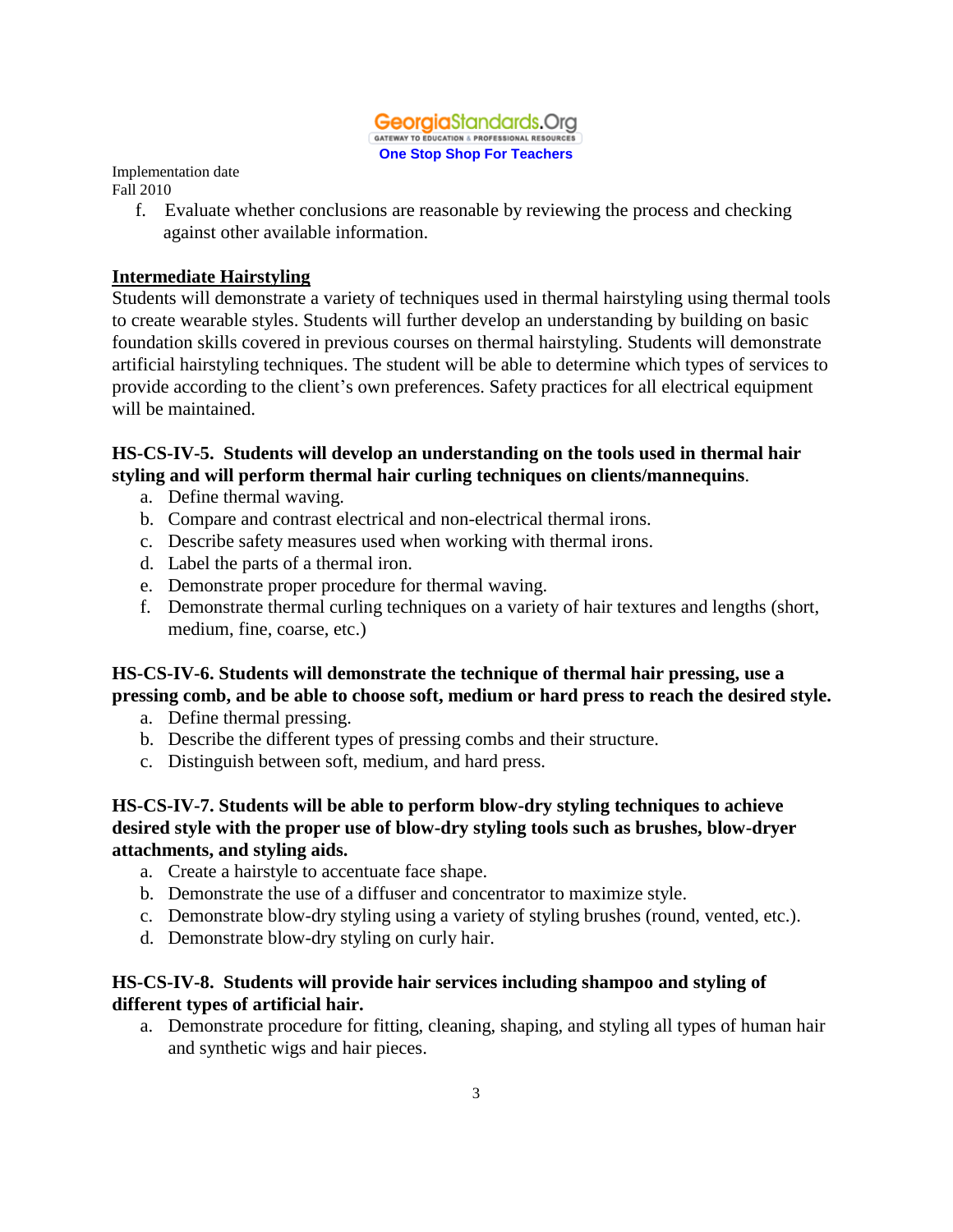f. Evaluate whether conclusions are reasonable by reviewing the process and checking against other available information.

## Intermediate Hairstyling

Students will demonstrate a variety of techniques used in thermal hairstyling using thermal tools to create wearable styles. Students will further develop an understanding by building on basic foundation skills covered in previous courses on thermal hairstyling. Students will demonstrate artificial hairstyling techniques. The student will be able to determine which types of services to provide according to the client's own preferences. Safety practices for all electrical equipment will be maintained.

**HS-CS-IV-5. Students will develop an understanding on the tools used in thermal hair styling and will perform thermal hair curling techniques on clients/mannequins**.

a. Define thermal waving.
b. Compare and contrast electrical and non-electrical thermal irons.
c. Describe safety measures used when working with thermal irons.
d. Label the parts of a thermal iron.
e. Demonstrate proper procedure for thermal waving.
f. Demonstrate thermal curling techniques on a variety of hair textures and lengths (short, medium, fine, coarse, etc.)

**HS-CS-IV-6. Students will demonstrate the technique of thermal hair pressing, use a pressing comb, and be able to choose soft, medium or hard press to reach the desired style.**

a. Define thermal pressing.
b. Describe the different types of pressing combs and their structure.
c. Distinguish between soft, medium, and hard press.

**HS-CS-IV-7. Students will be able to perform blow-dry styling techniques to achieve desired style with the proper use of blow-dry styling tools such as brushes, blow-dryer attachments, and styling aids.**

a. Create a hairstyle to accentuate face shape.
b. Demonstrate the use of a diffuser and concentrator to maximize style.
c. Demonstrate blow-dry styling using a variety of styling brushes (round, vented, etc.).
d. Demonstrate blow-dry styling on curly hair.

**HS-CS-IV-8. Students will provide hair services including shampoo and styling of different types of artificial hair.**

a. Demonstrate procedure for fitting, cleaning, shaping, and styling all types of human hair and synthetic wigs and hair pieces.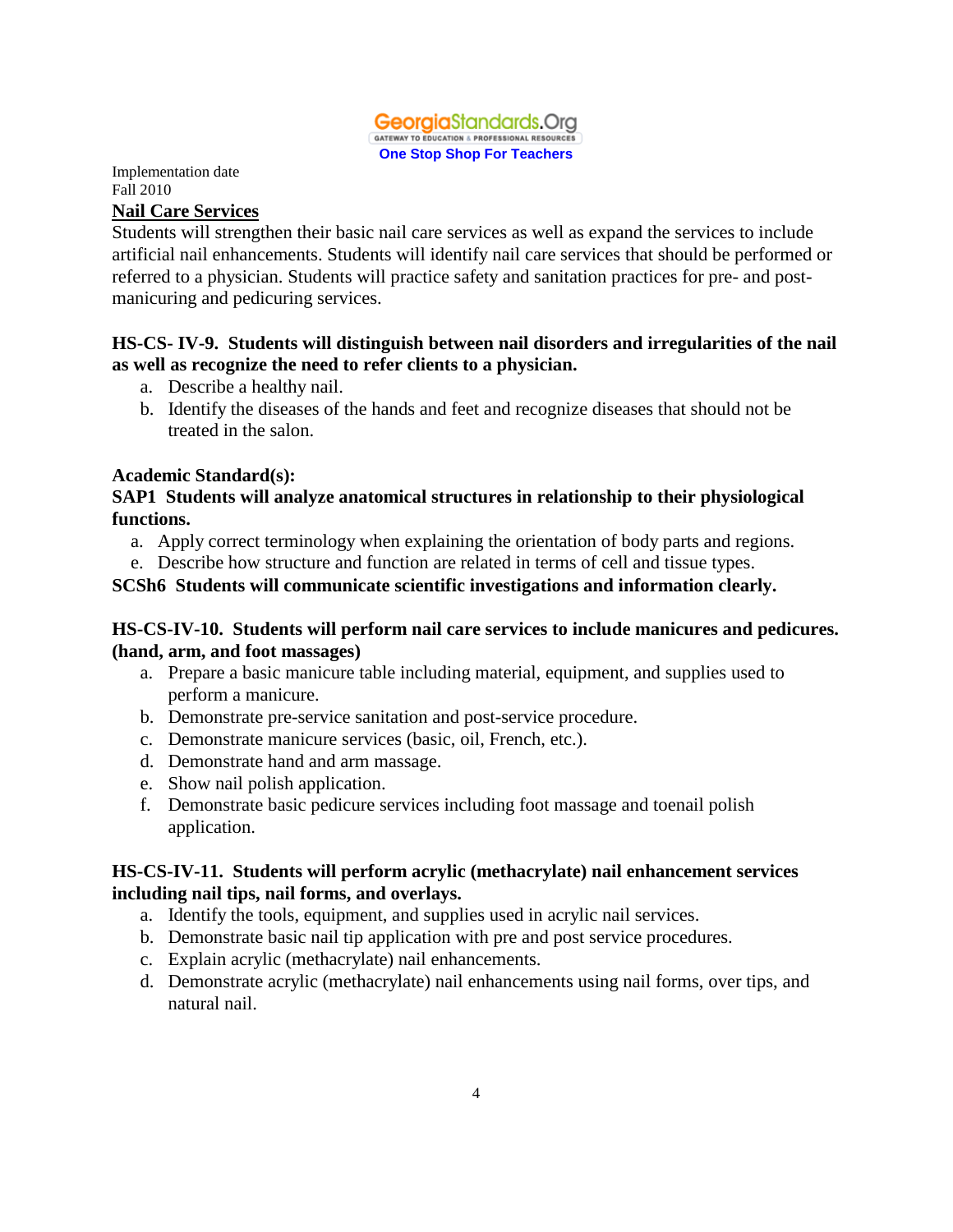Implementation date
Fall 2010

## Nail Care Services

Students will strengthen their basic nail care services as well as expand the services to include artificial nail enhancements. Students will identify nail care services that should be performed or referred to a physician. Students will practice safety and sanitation practices for pre- and post-manicuring and pedicuring services.

**HS-CS- IV-9. Students will distinguish between nail disorders and irregularities of the nail as well as recognize the need to refer clients to a physician.**

a. Describe a healthy nail.
b. Identify the diseases of the hands and feet and recognize diseases that should not be treated in the salon.

**Academic Standard(s):**

**SAP1 Students will analyze anatomical structures in relationship to their physiological functions.**

a. Apply correct terminology when explaining the orientation of body parts and regions.
e. Describe how structure and function are related in terms of cell and tissue types.

**SCSh6 Students will communicate scientific investigations and information clearly.**

**HS-CS-IV-10. Students will perform nail care services to include manicures and pedicures. (hand, arm, and foot massages)**

a. Prepare a basic manicure table including material, equipment, and supplies used to perform a manicure.
b. Demonstrate pre-service sanitation and post-service procedure.
c. Demonstrate manicure services (basic, oil, French, etc.).
d. Demonstrate hand and arm massage.
e. Show nail polish application.
f. Demonstrate basic pedicure services including foot massage and toenail polish application.

**HS-CS-IV-11. Students will perform acrylic (methacrylate) nail enhancement services including nail tips, nail forms, and overlays.**

a. Identify the tools, equipment, and supplies used in acrylic nail services.
b. Demonstrate basic nail tip application with pre and post service procedures.
c. Explain acrylic (methacrylate) nail enhancements.
d. Demonstrate acrylic (methacrylate) nail enhancements using nail forms, over tips, and natural nail.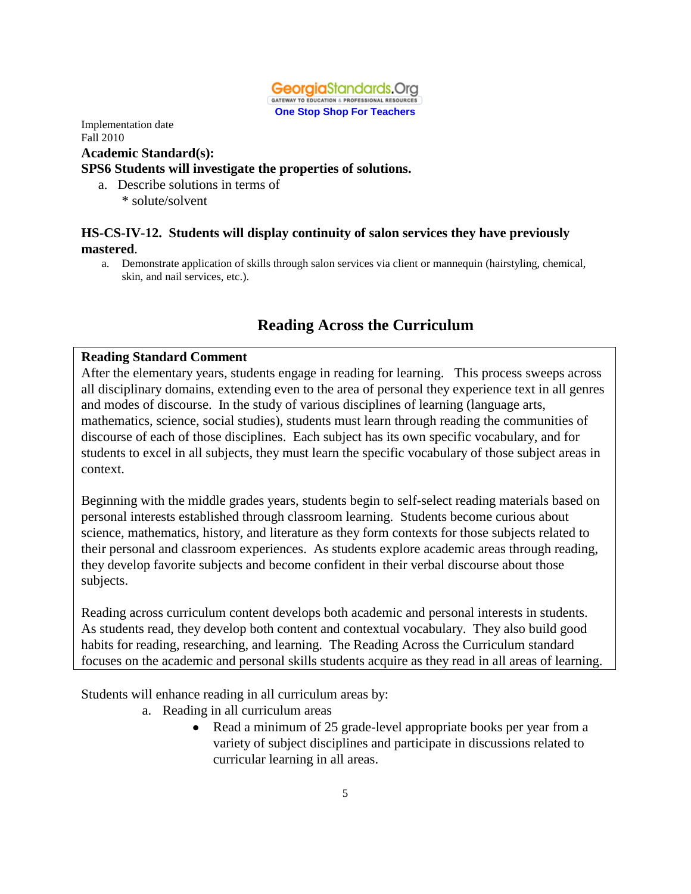GeorgiaStandards.Org
GATEWAY TO EDUCATION & PROFESSIONAL RESOURCES
**One Stop Shop For Teachers**

Implementation date
Fall 2010

**Academic Standard(s):**

**SPS6 Students will investigate the properties of solutions.**

a. Describe solutions in terms of
 * solute/solvent

**HS-CS-IV-12. Students will display continuity of salon services they have previously mastered**.

a. Demonstrate application of skills through salon services via client or mannequin (hairstyling, chemical, skin, and nail services, etc.).

## Reading Across the Curriculum

**Reading Standard Comment**

After the elementary years, students engage in reading for learning. This process sweeps across all disciplinary domains, extending even to the area of personal they experience text in all genres and modes of discourse. In the study of various disciplines of learning (language arts, mathematics, science, social studies), students must learn through reading the communities of discourse of each of those disciplines. Each subject has its own specific vocabulary, and for students to excel in all subjects, they must learn the specific vocabulary of those subject areas in context.

Beginning with the middle grades years, students begin to self-select reading materials based on personal interests established through classroom learning. Students become curious about science, mathematics, history, and literature as they form contexts for those subjects related to their personal and classroom experiences. As students explore academic areas through reading, they develop favorite subjects and become confident in their verbal discourse about those subjects.

Reading across curriculum content develops both academic and personal interests in students. As students read, they develop both content and contextual vocabulary. They also build good habits for reading, researching, and learning. The Reading Across the Curriculum standard focuses on the academic and personal skills students acquire as they read in all areas of learning.

Students will enhance reading in all curriculum areas by:

a. Reading in all curriculum areas
 - Read a minimum of 25 grade-level appropriate books per year from a variety of subject disciplines and participate in discussions related to curricular learning in all areas.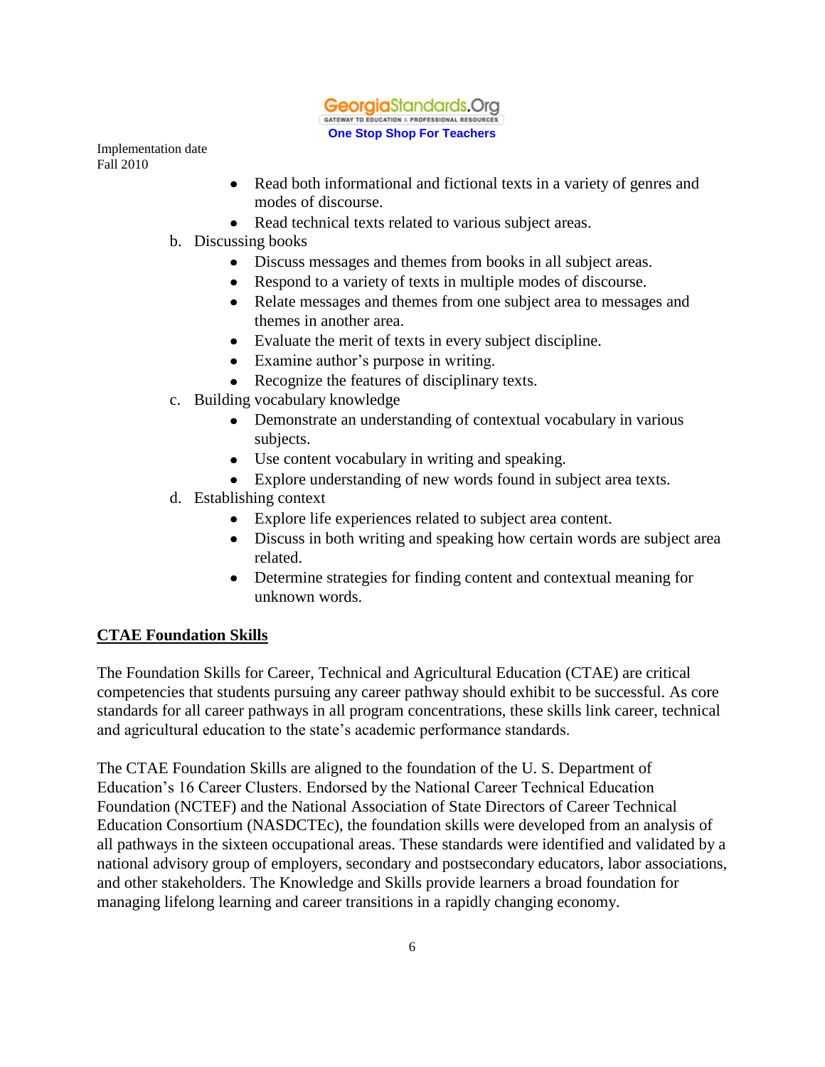- Read both informational and fictional texts in a variety of genres and modes of discourse.
- Read technical texts related to various subject areas.

b. Discussing books

- Discuss messages and themes from books in all subject areas.
- Respond to a variety of texts in multiple modes of discourse.
- Relate messages and themes from one subject area to messages and themes in another area.
- Evaluate the merit of texts in every subject discipline.
- Examine author's purpose in writing.
- Recognize the features of disciplinary texts.

c. Building vocabulary knowledge

- Demonstrate an understanding of contextual vocabulary in various subjects.
- Use content vocabulary in writing and speaking.
- Explore understanding of new words found in subject area texts.

d. Establishing context

- Explore life experiences related to subject area content.
- Discuss in both writing and speaking how certain words are subject area related.
- Determine strategies for finding content and contextual meaning for unknown words.

## CTAE Foundation Skills

The Foundation Skills for Career, Technical and Agricultural Education (CTAE) are critical competencies that students pursuing any career pathway should exhibit to be successful. As core standards for all career pathways in all program concentrations, these skills link career, technical and agricultural education to the state's academic performance standards.

The CTAE Foundation Skills are aligned to the foundation of the U. S. Department of Education's 16 Career Clusters. Endorsed by the National Career Technical Education Foundation (NCTEF) and the National Association of State Directors of Career Technical Education Consortium (NASDCTEc), the foundation skills were developed from an analysis of all pathways in the sixteen occupational areas. These standards were identified and validated by a national advisory group of employers, secondary and postsecondary educators, labor associations, and other stakeholders. The Knowledge and Skills provide learners a broad foundation for managing lifelong learning and career transitions in a rapidly changing economy.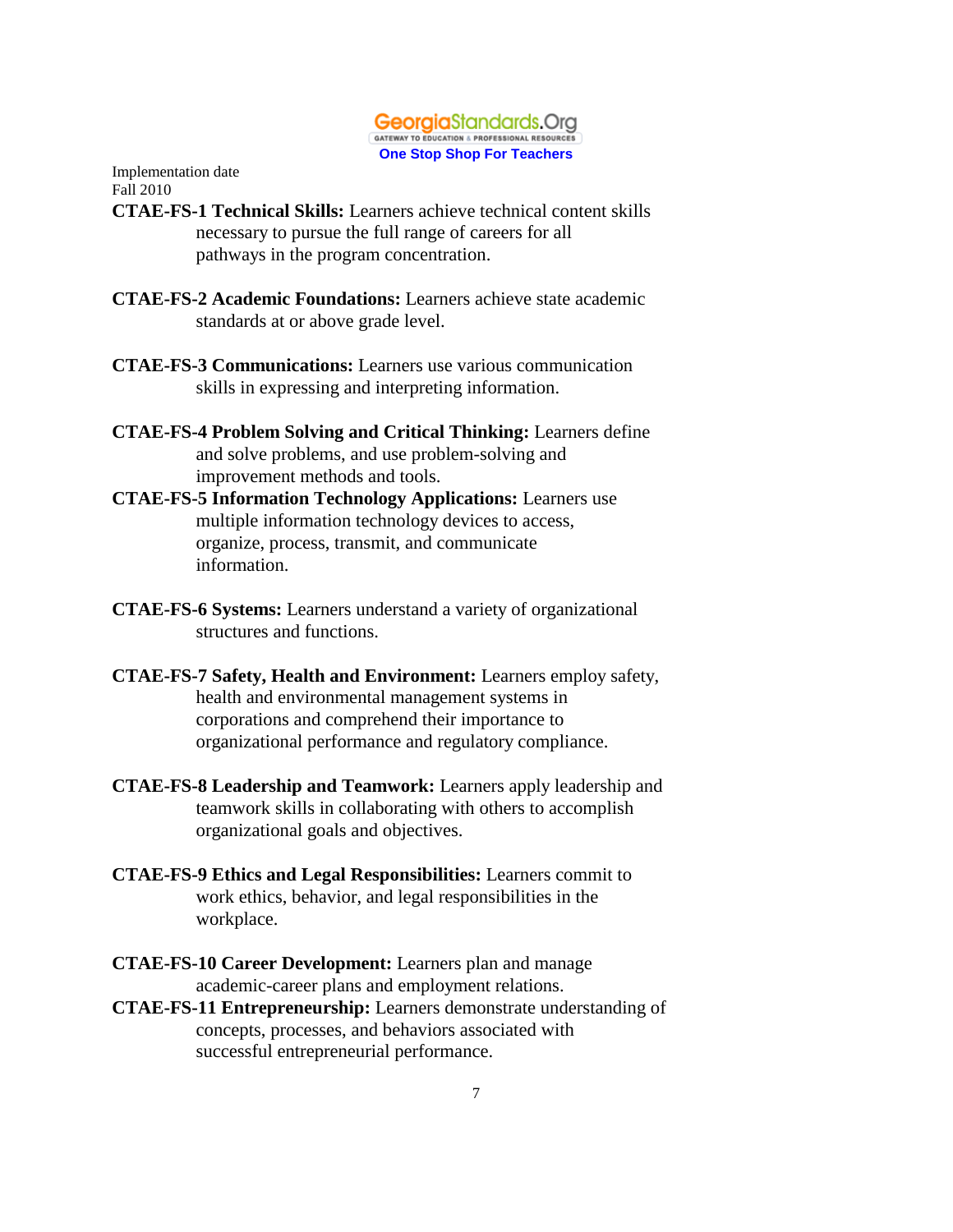Implementation date
Fall 2010

**CTAE-FS-1 Technical Skills:** Learners achieve technical content skills necessary to pursue the full range of careers for all pathways in the program concentration.

**CTAE-FS-2 Academic Foundations:** Learners achieve state academic standards at or above grade level.

**CTAE-FS-3 Communications:** Learners use various communication skills in expressing and interpreting information.

**CTAE-FS-4 Problem Solving and Critical Thinking:** Learners define and solve problems, and use problem-solving and improvement methods and tools.

**CTAE-FS-5 Information Technology Applications:** Learners use multiple information technology devices to access, organize, process, transmit, and communicate information.

**CTAE-FS-6 Systems:** Learners understand a variety of organizational structures and functions.

**CTAE-FS-7 Safety, Health and Environment:** Learners employ safety, health and environmental management systems in corporations and comprehend their importance to organizational performance and regulatory compliance.

**CTAE-FS-8 Leadership and Teamwork:** Learners apply leadership and teamwork skills in collaborating with others to accomplish organizational goals and objectives.

**CTAE-FS-9 Ethics and Legal Responsibilities:** Learners commit to work ethics, behavior, and legal responsibilities in the workplace.

**CTAE-FS-10 Career Development:** Learners plan and manage academic-career plans and employment relations.

**CTAE-FS-11 Entrepreneurship:** Learners demonstrate understanding of concepts, processes, and behaviors associated with successful entrepreneurial performance.